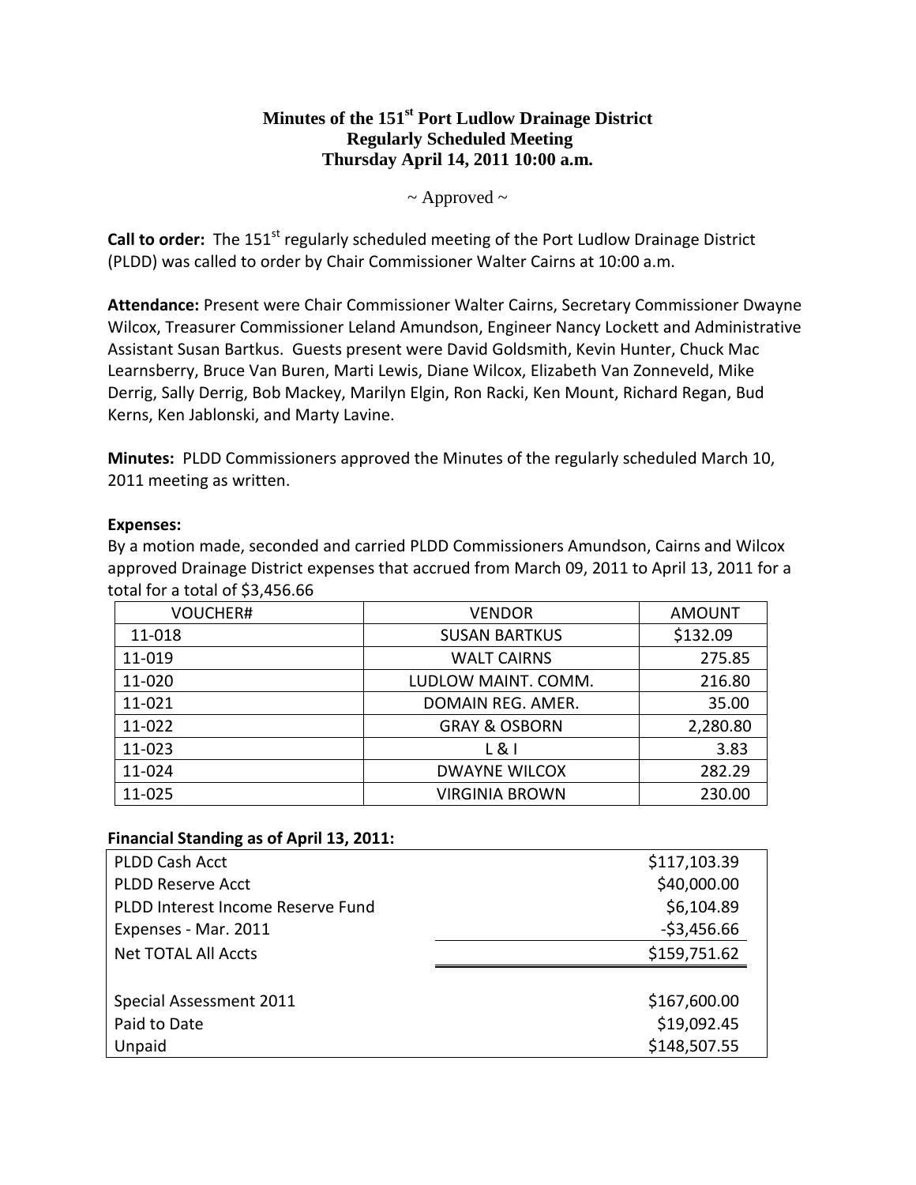# Minutes of the 151st Port Ludlow Drainage District Regularly Scheduled Meeting Thursday April 14, 2011 10:00 a.m.

~ Approved ~

**Call to order:** The 151st regularly scheduled meeting of the Port Ludlow Drainage District (PLDD) was called to order by Chair Commissioner Walter Cairns at 10:00 a.m.

**Attendance:** Present were Chair Commissioner Walter Cairns, Secretary Commissioner Dwayne Wilcox, Treasurer Commissioner Leland Amundson, Engineer Nancy Lockett and Administrative Assistant Susan Bartkus. Guests present were David Goldsmith, Kevin Hunter, Chuck Mac Learnsberry, Bruce Van Buren, Marti Lewis, Diane Wilcox, Elizabeth Van Zonneveld, Mike Derrig, Sally Derrig, Bob Mackey, Marilyn Elgin, Ron Racki, Ken Mount, Richard Regan, Bud Kerns, Ken Jablonski, and Marty Lavine.

**Minutes:** PLDD Commissioners approved the Minutes of the regularly scheduled March 10, 2011 meeting as written.

**Expenses:**

By a motion made, seconded and carried PLDD Commissioners Amundson, Cairns and Wilcox approved Drainage District expenses that accrued from March 09, 2011 to April 13, 2011 for a total for a total of $3,456.66

| VOUCHER# | VENDOR | AMOUNT |
|---|---|---|
| 11-018 | SUSAN BARTKUS | $132.09 |
| 11-019 | WALT CAIRNS | 275.85 |
| 11-020 | LUDLOW MAINT. COMM. | 216.80 |
| 11-021 | DOMAIN REG. AMER. | 35.00 |
| 11-022 | GRAY & OSBORN | 2,280.80 |
| 11-023 | L & I | 3.83 |
| 11-024 | DWAYNE WILCOX | 282.29 |
| 11-025 | VIRGINIA BROWN | 230.00 |

**Financial Standing as of April 13, 2011:**

| | |
|---|---|
| PLDD Cash Acct | $117,103.39 |
| PLDD Reserve Acct | $40,000.00 |
| PLDD Interest Income Reserve Fund | $6,104.89 |
| Expenses - Mar. 2011 | -$3,456.66 |
| Net TOTAL All Accts | $159,751.62 |
| | |
| Special Assessment 2011 | $167,600.00 |
| Paid to Date | $19,092.45 |
| Unpaid | $148,507.55 |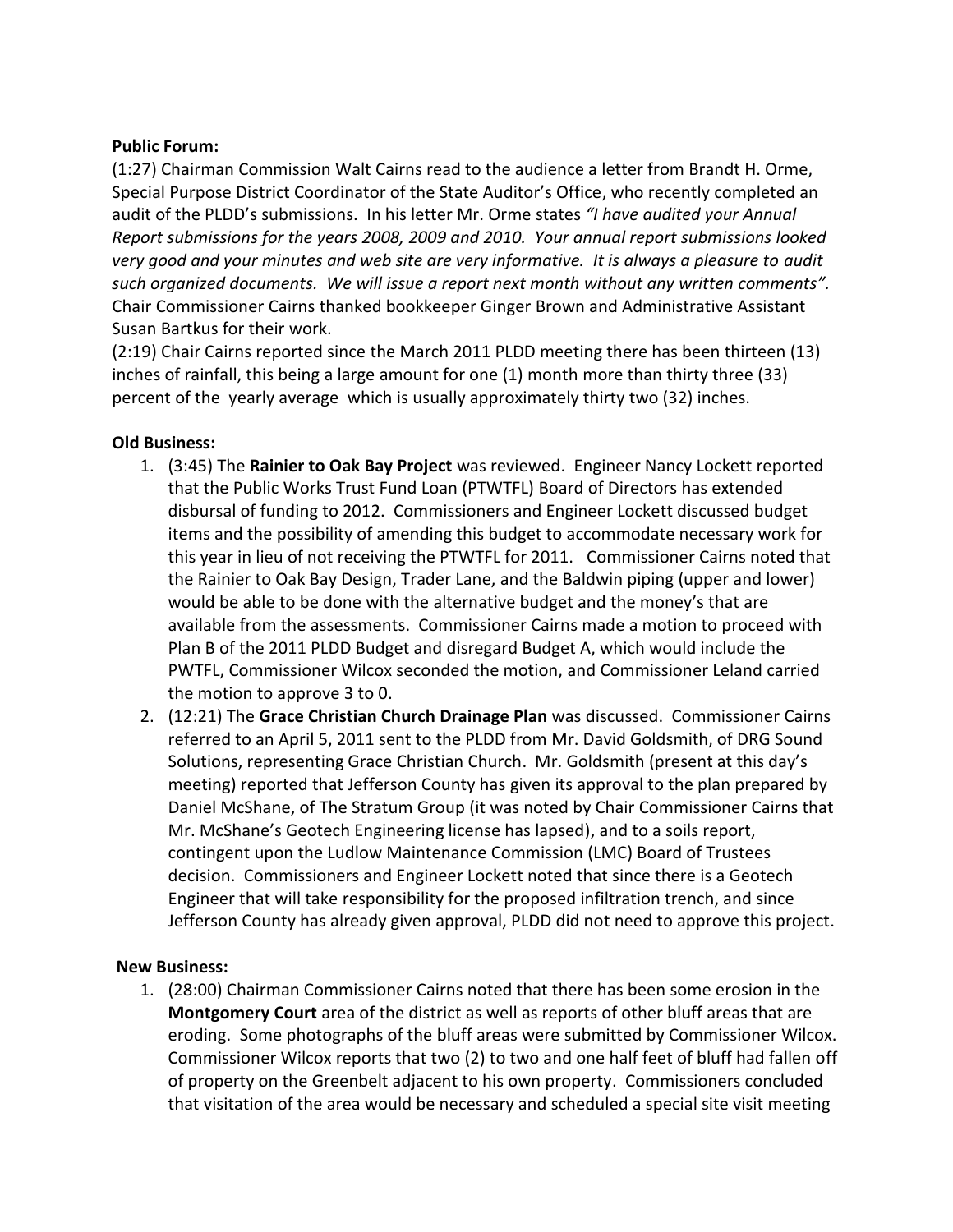**Public Forum:**

(1:27) Chairman Commission Walt Cairns read to the audience a letter from Brandt H. Orme, Special Purpose District Coordinator of the State Auditor's Office, who recently completed an audit of the PLDD's submissions. In his letter Mr. Orme states *"I have audited your Annual Report submissions for the years 2008, 2009 and 2010. Your annual report submissions looked very good and your minutes and web site are very informative. It is always a pleasure to audit such organized documents. We will issue a report next month without any written comments".* Chair Commissioner Cairns thanked bookkeeper Ginger Brown and Administrative Assistant Susan Bartkus for their work.

(2:19) Chair Cairns reported since the March 2011 PLDD meeting there has been thirteen (13) inches of rainfall, this being a large amount for one (1) month more than thirty three (33) percent of the yearly average which is usually approximately thirty two (32) inches.

**Old Business:**

1. (3:45) The **Rainier to Oak Bay Project** was reviewed. Engineer Nancy Lockett reported that the Public Works Trust Fund Loan (PTWTFL) Board of Directors has extended disbursal of funding to 2012. Commissioners and Engineer Lockett discussed budget items and the possibility of amending this budget to accommodate necessary work for this year in lieu of not receiving the PTWTFL for 2011. Commissioner Cairns noted that the Rainier to Oak Bay Design, Trader Lane, and the Baldwin piping (upper and lower) would be able to be done with the alternative budget and the money's that are available from the assessments. Commissioner Cairns made a motion to proceed with Plan B of the 2011 PLDD Budget and disregard Budget A, which would include the PWTFL, Commissioner Wilcox seconded the motion, and Commissioner Leland carried the motion to approve 3 to 0.
2. (12:21) The **Grace Christian Church Drainage Plan** was discussed. Commissioner Cairns referred to an April 5, 2011 sent to the PLDD from Mr. David Goldsmith, of DRG Sound Solutions, representing Grace Christian Church. Mr. Goldsmith (present at this day's meeting) reported that Jefferson County has given its approval to the plan prepared by Daniel McShane, of The Stratum Group (it was noted by Chair Commissioner Cairns that Mr. McShane's Geotech Engineering license has lapsed), and to a soils report, contingent upon the Ludlow Maintenance Commission (LMC) Board of Trustees decision. Commissioners and Engineer Lockett noted that since there is a Geotech Engineer that will take responsibility for the proposed infiltration trench, and since Jefferson County has already given approval, PLDD did not need to approve this project.

**New Business:**

1. (28:00) Chairman Commissioner Cairns noted that there has been some erosion in the **Montgomery Court** area of the district as well as reports of other bluff areas that are eroding. Some photographs of the bluff areas were submitted by Commissioner Wilcox. Commissioner Wilcox reports that two (2) to two and one half feet of bluff had fallen off of property on the Greenbelt adjacent to his own property. Commissioners concluded that visitation of the area would be necessary and scheduled a special site visit meeting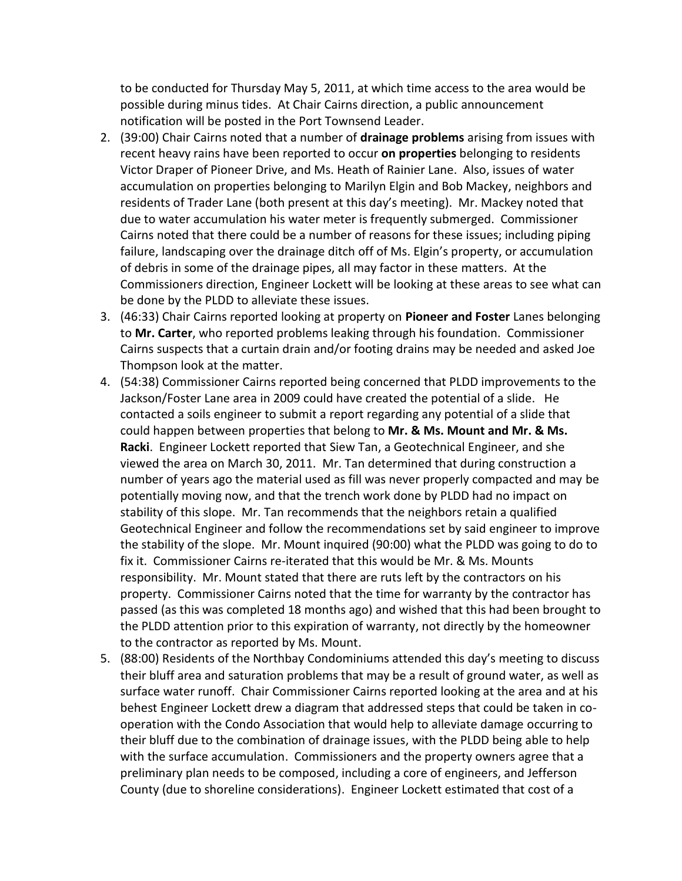to be conducted for Thursday May 5, 2011, at which time access to the area would be possible during minus tides. At Chair Cairns direction, a public announcement notification will be posted in the Port Townsend Leader.

2. (39:00) Chair Cairns noted that a number of **drainage problems** arising from issues with recent heavy rains have been reported to occur **on properties** belonging to residents Victor Draper of Pioneer Drive, and Ms. Heath of Rainier Lane. Also, issues of water accumulation on properties belonging to Marilyn Elgin and Bob Mackey, neighbors and residents of Trader Lane (both present at this day's meeting). Mr. Mackey noted that due to water accumulation his water meter is frequently submerged. Commissioner Cairns noted that there could be a number of reasons for these issues; including piping failure, landscaping over the drainage ditch off of Ms. Elgin's property, or accumulation of debris in some of the drainage pipes, all may factor in these matters. At the Commissioners direction, Engineer Lockett will be looking at these areas to see what can be done by the PLDD to alleviate these issues.
3. (46:33) Chair Cairns reported looking at property on **Pioneer and Foster** Lanes belonging to **Mr. Carter**, who reported problems leaking through his foundation. Commissioner Cairns suspects that a curtain drain and/or footing drains may be needed and asked Joe Thompson look at the matter.
4. (54:38) Commissioner Cairns reported being concerned that PLDD improvements to the Jackson/Foster Lane area in 2009 could have created the potential of a slide. He contacted a soils engineer to submit a report regarding any potential of a slide that could happen between properties that belong to **Mr. & Ms. Mount and Mr. & Ms. Racki**. Engineer Lockett reported that Siew Tan, a Geotechnical Engineer, and she viewed the area on March 30, 2011. Mr. Tan determined that during construction a number of years ago the material used as fill was never properly compacted and may be potentially moving now, and that the trench work done by PLDD had no impact on stability of this slope. Mr. Tan recommends that the neighbors retain a qualified Geotechnical Engineer and follow the recommendations set by said engineer to improve the stability of the slope. Mr. Mount inquired (90:00) what the PLDD was going to do to fix it. Commissioner Cairns re-iterated that this would be Mr. & Ms. Mounts responsibility. Mr. Mount stated that there are ruts left by the contractors on his property. Commissioner Cairns noted that the time for warranty by the contractor has passed (as this was completed 18 months ago) and wished that this had been brought to the PLDD attention prior to this expiration of warranty, not directly by the homeowner to the contractor as reported by Ms. Mount.
5. (88:00) Residents of the Northbay Condominiums attended this day's meeting to discuss their bluff area and saturation problems that may be a result of ground water, as well as surface water runoff. Chair Commissioner Cairns reported looking at the area and at his behest Engineer Lockett drew a diagram that addressed steps that could be taken in co-operation with the Condo Association that would help to alleviate damage occurring to their bluff due to the combination of drainage issues, with the PLDD being able to help with the surface accumulation. Commissioners and the property owners agree that a preliminary plan needs to be composed, including a core of engineers, and Jefferson County (due to shoreline considerations). Engineer Lockett estimated that cost of a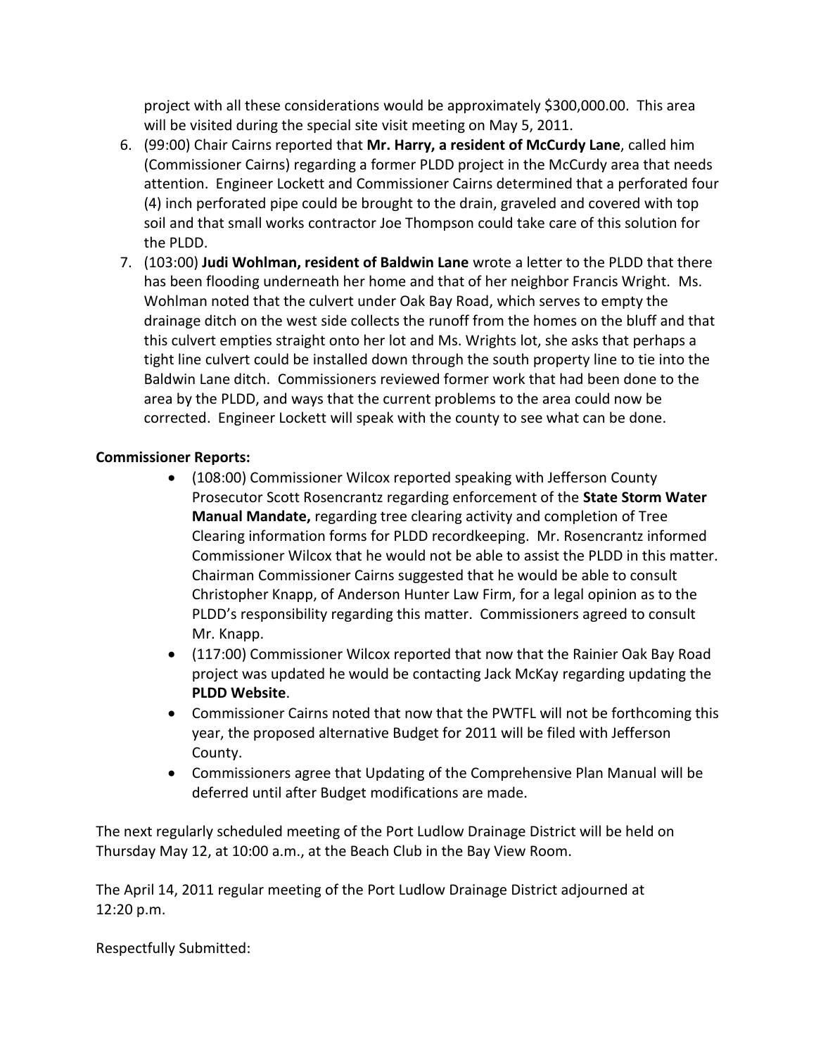project with all these considerations would be approximately $300,000.00. This area will be visited during the special site visit meeting on May 5, 2011.

6. (99:00) Chair Cairns reported that **Mr. Harry, a resident of McCurdy Lane**, called him (Commissioner Cairns) regarding a former PLDD project in the McCurdy area that needs attention. Engineer Lockett and Commissioner Cairns determined that a perforated four (4) inch perforated pipe could be brought to the drain, graveled and covered with top soil and that small works contractor Joe Thompson could take care of this solution for the PLDD.
7. (103:00) **Judi Wohlman, resident of Baldwin Lane** wrote a letter to the PLDD that there has been flooding underneath her home and that of her neighbor Francis Wright. Ms. Wohlman noted that the culvert under Oak Bay Road, which serves to empty the drainage ditch on the west side collects the runoff from the homes on the bluff and that this culvert empties straight onto her lot and Ms. Wrights lot, she asks that perhaps a tight line culvert could be installed down through the south property line to tie into the Baldwin Lane ditch. Commissioners reviewed former work that had been done to the area by the PLDD, and ways that the current problems to the area could now be corrected. Engineer Lockett will speak with the county to see what can be done.

**Commissioner Reports:**

- (108:00) Commissioner Wilcox reported speaking with Jefferson County Prosecutor Scott Rosencrantz regarding enforcement of the **State Storm Water Manual Mandate,** regarding tree clearing activity and completion of Tree Clearing information forms for PLDD recordkeeping. Mr. Rosencrantz informed Commissioner Wilcox that he would not be able to assist the PLDD in this matter. Chairman Commissioner Cairns suggested that he would be able to consult Christopher Knapp, of Anderson Hunter Law Firm, for a legal opinion as to the PLDD's responsibility regarding this matter. Commissioners agreed to consult Mr. Knapp.
- (117:00) Commissioner Wilcox reported that now that the Rainier Oak Bay Road project was updated he would be contacting Jack McKay regarding updating the **PLDD Website**.
- Commissioner Cairns noted that now that the PWTFL will not be forthcoming this year, the proposed alternative Budget for 2011 will be filed with Jefferson County.
- Commissioners agree that Updating of the Comprehensive Plan Manual will be deferred until after Budget modifications are made.

The next regularly scheduled meeting of the Port Ludlow Drainage District will be held on Thursday May 12, at 10:00 a.m., at the Beach Club in the Bay View Room.

The April 14, 2011 regular meeting of the Port Ludlow Drainage District adjourned at 12:20 p.m.

Respectfully Submitted: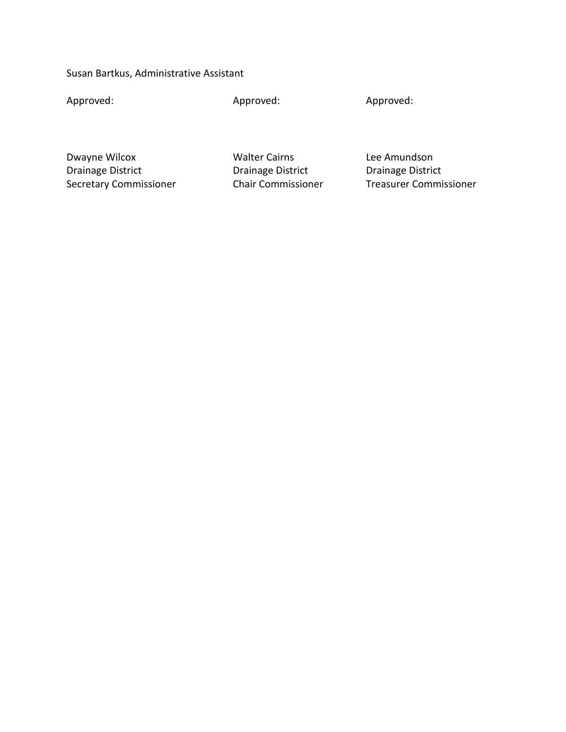Susan Bartkus, Administrative Assistant

| | | |
|---|---|---|
| Approved: | Approved: | Approved: |
| | | |
| Dwayne Wilcox | Walter Cairns | Lee Amundson |
| Drainage District | Drainage District | Drainage District |
| Secretary Commissioner | Chair Commissioner | Treasurer Commissioner |